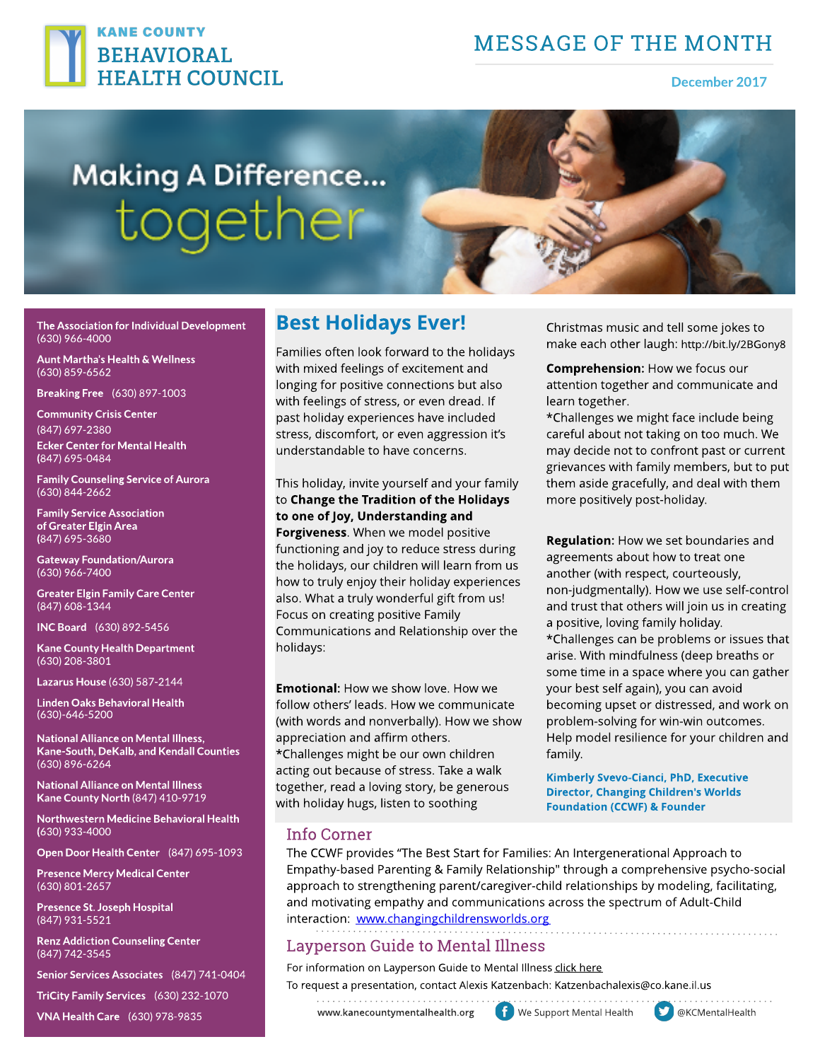# KANE COUNTY BEHAVIORAL HEALTH COUNCIL

## MESSAGE OF THE MONTH

December 2017

Making A Difference... together

**The Association for Individual Development** (630) 966-4000

**Aunt Martha's Health & Wellness** (630) 859-6562

**Breaking Free** (630) 897-1003

**Community Crisis Center** (847) 697-2380

**Ecker Center for Mental Health** (847) 695-0484

**Family Counseling Service of Aurora** (630) 844-2662

**Family Service Association of Greater Elgin Area** (847) 695-3680

**Gateway Foundation/Aurora** (630) 966-7400

**Greater Elgin Family Care Center** (847) 608-1344

**INC Board** (630) 892-5456

**Kane County Health Department** (630) 208-3801

**Lazarus House** (630) 587-2144

**Linden Oaks Behavioral Health** (630)-646-5200

**National Alliance on Mental Illness, Kane-South, DeKalb, and Kendall Counties** (630) 896-6264

**National Alliance on Mental Illness Kane County North** (847) 410-9719

**Northwestern Medicine Behavioral Health** (630) 933-4000

**Open Door Health Center** (847) 695-1093

**Presence Mercy Medical Center** (630) 801-2657

**Presence St. Joseph Hospital** (847) 931-5521

**Renz Addiction Counseling Center** (847) 742-3545

**Senior Services Associates** (847) 741-0404

**TriCity Family Services** (630) 232-1070

**VNA Health Care** (630) 978-9835

## Best Holidays Ever!

Families often look forward to the holidays with mixed feelings of excitement and longing for positive connections but also with feelings of stress, or even dread. If past holiday experiences have included stress, discomfort, or even aggression it's understandable to have concerns.

This holiday, invite yourself and your family to **Change the Tradition of the Holidays to one of Joy, Understanding and Forgiveness**. When we model positive functioning and joy to reduce stress during the holidays, our children will learn from us how to truly enjoy their holiday experiences also. What a truly wonderful gift from us! Focus on creating positive Family Communications and Relationship over the holidays:

**Emotional:** How we show love. How we follow others' leads. How we communicate (with words and nonverbally). How we show appreciation and affirm others.
*Challenges might be our own children acting out because of stress. Take a walk together, read a loving story, be generous with holiday hugs, listen to soothing Christmas music and tell some jokes to make each other laugh: http://bit.ly/2BGony8

**Comprehension:** How we focus our attention together and communicate and learn together.
*Challenges we might face include being careful about not taking on too much. We may decide not to confront past or current grievances with family members, but to put them aside gracefully, and deal with them more positively post-holiday.

**Regulation:** How we set boundaries and agreements about how to treat one another (with respect, courteously, non-judgmentally). How we use self-control and trust that others will join us in creating a positive, loving family holiday.
*Challenges can be problems or issues that arise. With mindfulness (deep breaths or some time in a space where you can gather your best self again), you can avoid becoming upset or distressed, and work on problem-solving for win-win outcomes. Help model resilience for your children and family.

**Kimberly Svevo-Cianci, PhD, Executive Director, Changing Children's Worlds Foundation (CCWF) & Founder**

## Info Corner

The CCWF provides "The Best Start for Families: An Intergenerational Approach to Empathy-based Parenting & Family Relationship" through a comprehensive psycho-social approach to strengthening parent/caregiver-child relationships by modeling, facilitating, and motivating empathy and communications across the spectrum of Adult-Child interaction: www.changingchildrensworlds.org

## Layperson Guide to Mental Illness

For information on Layperson Guide to Mental Illness click here

To request a presentation, contact Alexis Katzenbach: Katzenbachalexis@co.kane.il.us

www.kanecountymentalhealth.org | We Support Mental Health | @KCMentalHealth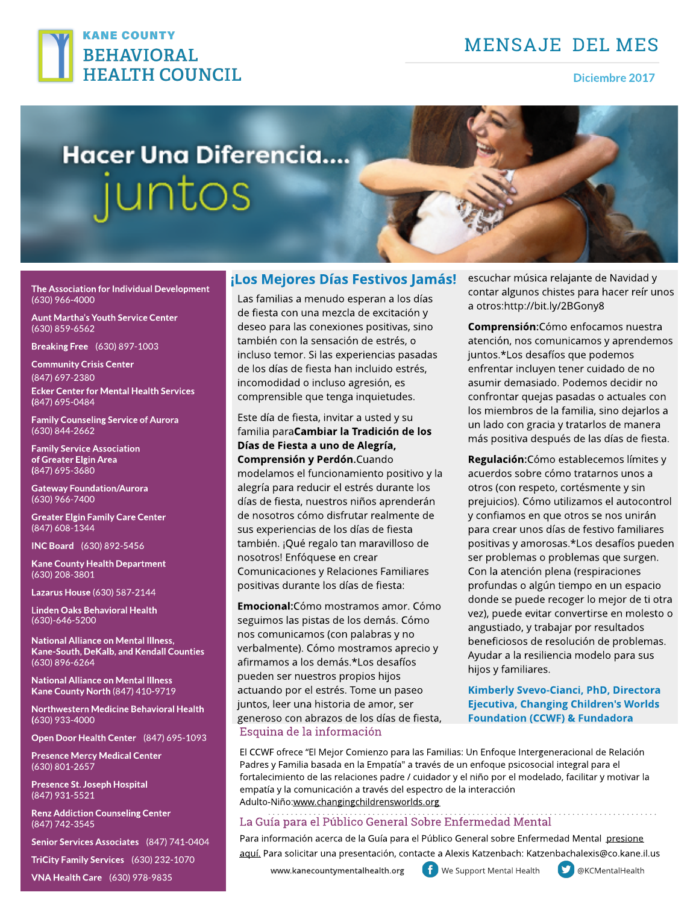# KANE COUNTY BEHAVIORAL HEALTH COUNCIL

## MENSAJE DEL MES

Diciembre 2017

Hacer Una Diferencia.... juntos

**The Association for Individual Development** (630) 966-4000

**Aunt Martha's Youth Service Center** (630) 859-6562

**Breaking Free** (630) 897-1003

**Community Crisis Center** (847) 697-2380

**Ecker Center for Mental Health Services** (847) 695-0484

**Family Counseling Service of Aurora** (630) 844-2662

**Family Service Association of Greater Elgin Area** (847) 695-3680

**Gateway Foundation/Aurora** (630) 966-7400

**Greater Elgin Family Care Center** (847) 608-1344

**INC Board** (630) 892-5456

**Kane County Health Department** (630) 208-3801

**Lazarus House** (630) 587-2144

**Linden Oaks Behavioral Health** (630)-646-5200

**National Alliance on Mental Illness, Kane-South, DeKalb, and Kendall Counties** (630) 896-6264

**National Alliance on Mental Illness Kane County North** (847) 410-9719

**Northwestern Medicine Behavioral Health** (630) 933-4000

**Open Door Health Center** (847) 695-1093

**Presence Mercy Medical Center** (630) 801-2657

**Presence St. Joseph Hospital** (847) 931-5521

**Renz Addiction Counseling Center** (847) 742-3545

**Senior Services Associates** (847) 741-0404

**TriCity Family Services** (630) 232-1070

**VNA Health Care** (630) 978-9835

## ¡Los Mejores Días Festivos Jamás!

Las familias a menudo esperan a los días de fiesta con una mezcla de excitación y deseo para las conexiones positivas, sino también con la sensación de estrés, o incluso temor. Si las experiencias pasadas de los días de fiesta han incluido estrés, incomodidad o incluso agresión, es comprensible que tenga inquietudes.

Este día de fiesta, invitar a usted y su familia para**Cambiar la Tradición de los Días de Fiesta a uno de Alegría, Comprensión y Perdón.**Cuando modelamos el funcionamiento positivo y la alegría para reducir el estrés durante los días de fiesta, nuestros niños aprenderán de nosotros cómo disfrutar realmente de sus experiencias de los días de fiesta también. ¡Qué regalo tan maravilloso de nosotros! Enfóquese en crear Comunicaciones y Relaciones Familiares positivas durante los días de fiesta:

**Emocional:**Cómo mostramos amor. Cómo seguimos las pistas de los demás. Cómo nos comunicamos (con palabras y no verbalmente). Cómo mostramos aprecio y afirmamos a los demás.*Los desafíos pueden ser nuestros propios hijos actuando por el estrés. Tome un paseo juntos, leer una historia de amor, ser generoso con abrazos de los días de fiesta, escuchar música relajante de Navidad y contar algunos chistes para hacer reír unos a otros:http://bit.ly/2BGony8

**Comprensión:**Cómo enfocamos nuestra atención, nos comunicamos y aprendemos juntos.*Los desafíos que podemos enfrentar incluyen tener cuidado de no asumir demasiado. Podemos decidir no confrontar quejas pasadas o actuales con los miembros de la familia, sino dejarlos a un lado con gracia y tratarlos de manera más positiva después de las días de fiesta.

**Regulación:**Cómo establecemos límites y acuerdos sobre cómo tratarnos unos a otros (con respeto, cortésmente y sin prejuicios). Cómo utilizamos el autocontrol y confiamos en que otros se nos unirán para crear unos días de festivo familiares positivas y amorosas.*Los desafíos pueden ser problemas o problemas que surgen. Con la atención plena (respiraciones profundas o algún tiempo en un espacio donde se puede recoger lo mejor de ti otra vez), puede evitar convertirse en molesto o angustiado, y trabajar por resultados beneficiosos de resolución de problemas. Ayudar a la resiliencia modelo para sus hijos y familiares.

**Kimberly Svevo-Cianci, PhD, Directora Ejecutiva, Changing Children's Worlds Foundation (CCWF) & Fundadora**

## Esquina de la información

El CCWF ofrece "El Mejor Comienzo para las Familias: Un Enfoque Intergeneracional de Relación Padres y Familia basada en la Empatía" a través de un enfoque psicosocial integral para el fortalecimiento de las relaciones padre / cuidador y el niño por el modelado, facilitar y motivar la empatía y la comunicación a través del espectro de la interacción Adulto-Niño:www.changingchildrensworlds.org

## La Guía para el Público General Sobre Enfermedad Mental

Para información acerca de la Guía para el Público General sobre Enfermedad Mental presione aquí. Para solicitar una presentación, contacte a Alexis Katzenbach: Katzenbachalexis@co.kane.il.us

www.kanecountymentalhealth.org | We Support Mental Health | @KCMentalHealth